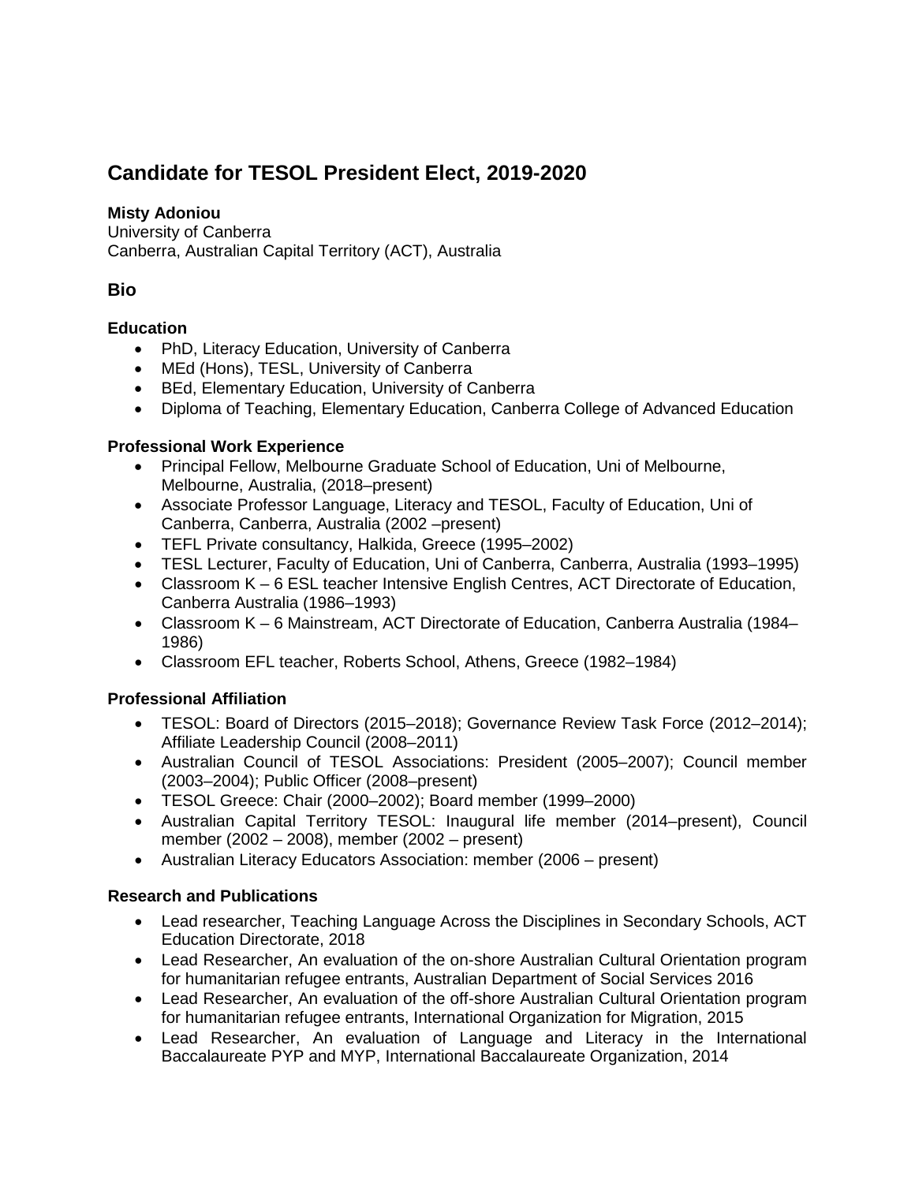# Candidate for TESOL President Elect, 2019-2020

**Misty Adoniou**
University of Canberra
Canberra, Australian Capital Territory (ACT), Australia

## Bio

### Education

- PhD, Literacy Education, University of Canberra
- MEd (Hons), TESL, University of Canberra
- BEd, Elementary Education, University of Canberra
- Diploma of Teaching, Elementary Education, Canberra College of Advanced Education

### Professional Work Experience

- Principal Fellow, Melbourne Graduate School of Education, Uni of Melbourne, Melbourne, Australia, (2018–present)
- Associate Professor Language, Literacy and TESOL, Faculty of Education, Uni of Canberra, Canberra, Australia (2002 –present)
- TEFL Private consultancy, Halkida, Greece (1995–2002)
- TESL Lecturer, Faculty of Education, Uni of Canberra, Canberra, Australia (1993–1995)
- Classroom K – 6 ESL teacher Intensive English Centres, ACT Directorate of Education, Canberra Australia (1986–1993)
- Classroom K – 6 Mainstream, ACT Directorate of Education, Canberra Australia (1984–1986)
- Classroom EFL teacher, Roberts School, Athens, Greece (1982–1984)

### Professional Affiliation

- TESOL: Board of Directors (2015–2018); Governance Review Task Force (2012–2014); Affiliate Leadership Council (2008–2011)
- Australian Council of TESOL Associations: President (2005–2007); Council member (2003–2004); Public Officer (2008–present)
- TESOL Greece: Chair (2000–2002); Board member (1999–2000)
- Australian Capital Territory TESOL: Inaugural life member (2014–present), Council member (2002 – 2008), member (2002 – present)
- Australian Literacy Educators Association: member (2006 – present)

### Research and Publications

- Lead researcher, Teaching Language Across the Disciplines in Secondary Schools, ACT Education Directorate, 2018
- Lead Researcher, An evaluation of the on-shore Australian Cultural Orientation program for humanitarian refugee entrants, Australian Department of Social Services 2016
- Lead Researcher, An evaluation of the off-shore Australian Cultural Orientation program for humanitarian refugee entrants, International Organization for Migration, 2015
- Lead Researcher, An evaluation of Language and Literacy in the International Baccalaureate PYP and MYP, International Baccalaureate Organization, 2014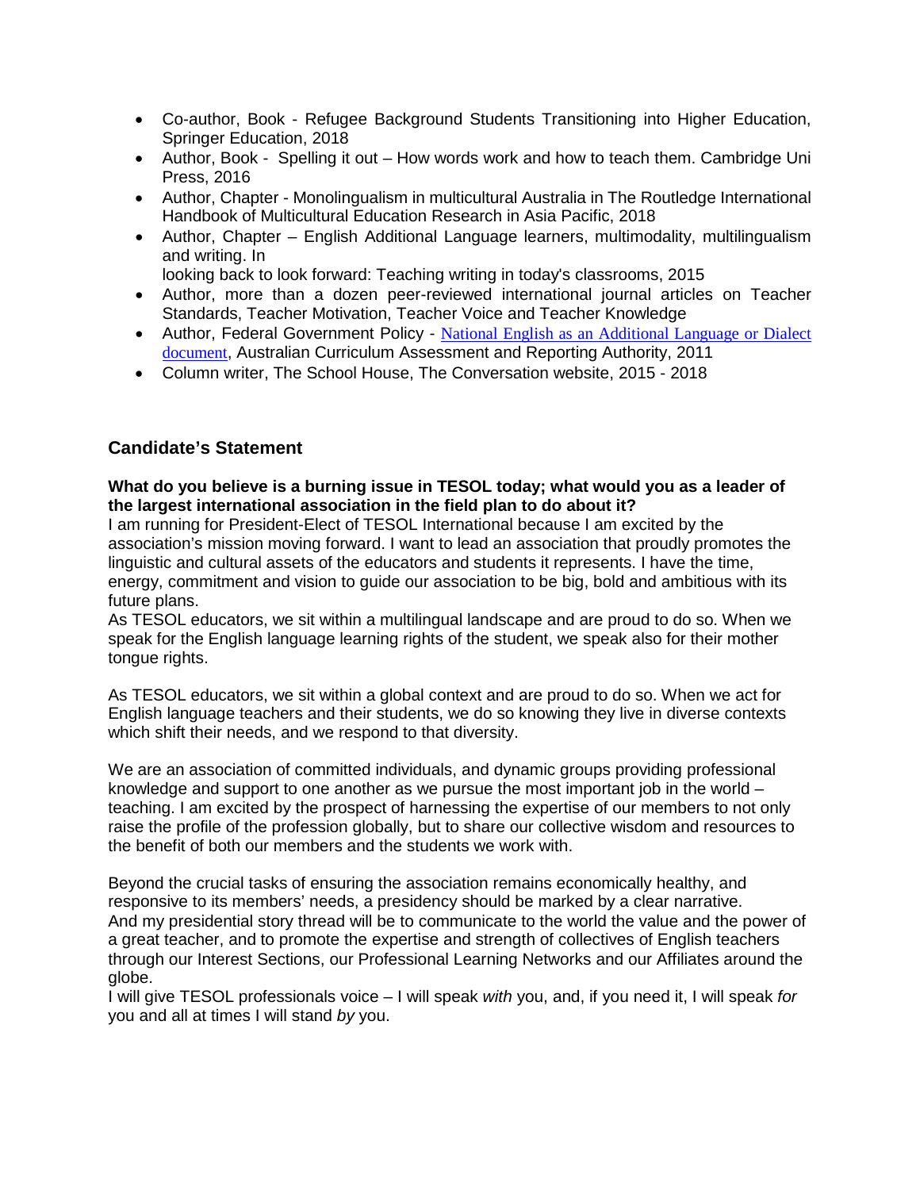- Co-author, Book - Refugee Background Students Transitioning into Higher Education, Springer Education, 2018
- Author, Book - Spelling it out – How words work and how to teach them. Cambridge Uni Press, 2016
- Author, Chapter - Monolingualism in multicultural Australia in The Routledge International Handbook of Multicultural Education Research in Asia Pacific, 2018
- Author, Chapter – English Additional Language learners, multimodality, multilingualism and writing. In
  looking back to look forward: Teaching writing in today's classrooms, 2015
- Author, more than a dozen peer-reviewed international journal articles on Teacher Standards, Teacher Motivation, Teacher Voice and Teacher Knowledge
- Author, Federal Government Policy - National English as an Additional Language or Dialect document, Australian Curriculum Assessment and Reporting Authority, 2011
- Column writer, The School House, The Conversation website, 2015 - 2018

## Candidate's Statement

**What do you believe is a burning issue in TESOL today; what would you as a leader of the largest international association in the field plan to do about it?**

I am running for President-Elect of TESOL International because I am excited by the association's mission moving forward. I want to lead an association that proudly promotes the linguistic and cultural assets of the educators and students it represents. I have the time, energy, commitment and vision to guide our association to be big, bold and ambitious with its future plans.

As TESOL educators, we sit within a multilingual landscape and are proud to do so. When we speak for the English language learning rights of the student, we speak also for their mother tongue rights.

As TESOL educators, we sit within a global context and are proud to do so. When we act for English language teachers and their students, we do so knowing they live in diverse contexts which shift their needs, and we respond to that diversity.

We are an association of committed individuals, and dynamic groups providing professional knowledge and support to one another as we pursue the most important job in the world – teaching. I am excited by the prospect of harnessing the expertise of our members to not only raise the profile of the profession globally, but to share our collective wisdom and resources to the benefit of both our members and the students we work with.

Beyond the crucial tasks of ensuring the association remains economically healthy, and responsive to its members' needs, a presidency should be marked by a clear narrative.

And my presidential story thread will be to communicate to the world the value and the power of a great teacher, and to promote the expertise and strength of collectives of English teachers through our Interest Sections, our Professional Learning Networks and our Affiliates around the globe.

I will give TESOL professionals voice – I will speak *with* you, and, if you need it, I will speak *for* you and all at times I will stand *by* you.